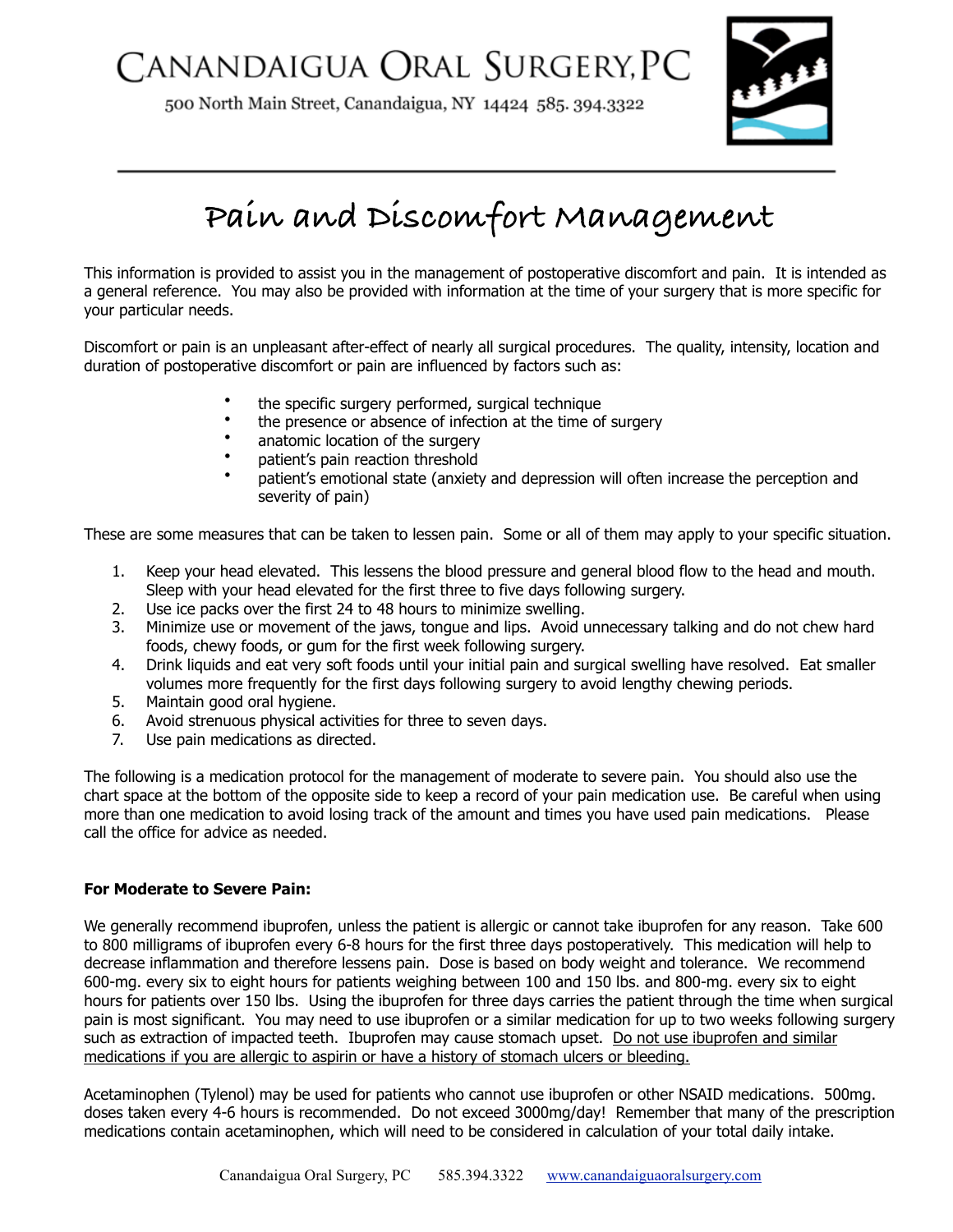# CANANDAIGUA ORAL SURGERY, PC

500 North Main Street, Canandaigua, NY 14424 585. 394.3322

## Pain and Discomfort Management

This information is provided to assist you in the management of postoperative discomfort and pain. It is intended as a general reference. You may also be provided with information at the time of your surgery that is more specific for your particular needs.

Discomfort or pain is an unpleasant after-effect of nearly all surgical procedures. The quality, intensity, location and duration of postoperative discomfort or pain are influenced by factors such as:

- the specific surgery performed, surgical technique
- the presence or absence of infection at the time of surgery
- anatomic location of the surgery
- patient's pain reaction threshold
- patient's emotional state (anxiety and depression will often increase the perception and severity of pain)

These are some measures that can be taken to lessen pain. Some or all of them may apply to your specific situation.

1. Keep your head elevated. This lessens the blood pressure and general blood flow to the head and mouth. Sleep with your head elevated for the first three to five days following surgery.
2. Use ice packs over the first 24 to 48 hours to minimize swelling.
3. Minimize use or movement of the jaws, tongue and lips. Avoid unnecessary talking and do not chew hard foods, chewy foods, or gum for the first week following surgery.
4. Drink liquids and eat very soft foods until your initial pain and surgical swelling have resolved. Eat smaller volumes more frequently for the first days following surgery to avoid lengthy chewing periods.
5. Maintain good oral hygiene.
6. Avoid strenuous physical activities for three to seven days.
7. Use pain medications as directed.

The following is a medication protocol for the management of moderate to severe pain. You should also use the chart space at the bottom of the opposite side to keep a record of your pain medication use. Be careful when using more than one medication to avoid losing track of the amount and times you have used pain medications. Please call the office for advice as needed.

**For Moderate to Severe Pain:**

We generally recommend ibuprofen, unless the patient is allergic or cannot take ibuprofen for any reason. Take 600 to 800 milligrams of ibuprofen every 6-8 hours for the first three days postoperatively. This medication will help to decrease inflammation and therefore lessens pain. Dose is based on body weight and tolerance. We recommend 600-mg. every six to eight hours for patients weighing between 100 and 150 lbs. and 800-mg. every six to eight hours for patients over 150 lbs. Using the ibuprofen for three days carries the patient through the time when surgical pain is most significant. You may need to use ibuprofen or a similar medication for up to two weeks following surgery such as extraction of impacted teeth. Ibuprofen may cause stomach upset. <u>Do not use ibuprofen and similar medications if you are allergic to aspirin or have a history of stomach ulcers or bleeding.</u>

Acetaminophen (Tylenol) may be used for patients who cannot use ibuprofen or other NSAID medications. 500mg. doses taken every 4-6 hours is recommended. Do not exceed 3000mg/day! Remember that many of the prescription medications contain acetaminophen, which will need to be considered in calculation of your total daily intake.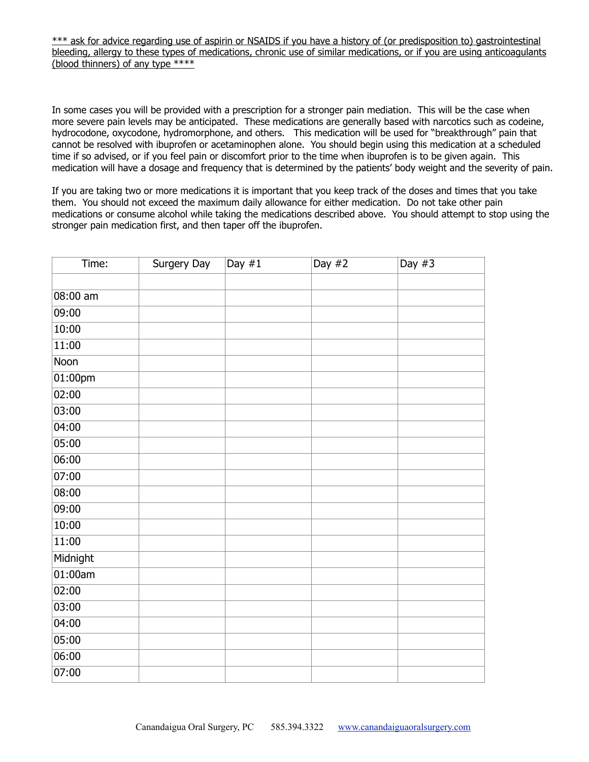<u>*** ask for advice regarding use of aspirin or NSAIDS if you have a history of (or predisposition to) gastrointestinal bleeding, allergy to these types of medications, chronic use of similar medications, or if you are using anticoagulants (blood thinners) of any type ****</u>

In some cases you will be provided with a prescription for a stronger pain mediation. This will be the case when more severe pain levels may be anticipated. These medications are generally based with narcotics such as codeine, hydrocodone, oxycodone, hydromorphone, and others. This medication will be used for "breakthrough" pain that cannot be resolved with ibuprofen or acetaminophen alone. You should begin using this medication at a scheduled time if so advised, or if you feel pain or discomfort prior to the time when ibuprofen is to be given again. This medication will have a dosage and frequency that is determined by the patients' body weight and the severity of pain.

If you are taking two or more medications it is important that you keep track of the doses and times that you take them. You should not exceed the maximum daily allowance for either medication. Do not take other pain medications or consume alcohol while taking the medications described above. You should attempt to stop using the stronger pain medication first, and then taper off the ibuprofen.

| Time: | Surgery Day | Day #1 | Day #2 | Day #3 |
|---|---|---|---|---|
| | | | | |
| 08:00 am | | | | |
| 09:00 | | | | |
| 10:00 | | | | |
| 11:00 | | | | |
| Noon | | | | |
| 01:00pm | | | | |
| 02:00 | | | | |
| 03:00 | | | | |
| 04:00 | | | | |
| 05:00 | | | | |
| 06:00 | | | | |
| 07:00 | | | | |
| 08:00 | | | | |
| 09:00 | | | | |
| 10:00 | | | | |
| 11:00 | | | | |
| Midnight | | | | |
| 01:00am | | | | |
| 02:00 | | | | |
| 03:00 | | | | |
| 04:00 | | | | |
| 05:00 | | | | |
| 06:00 | | | | |
| 07:00 | | | | |